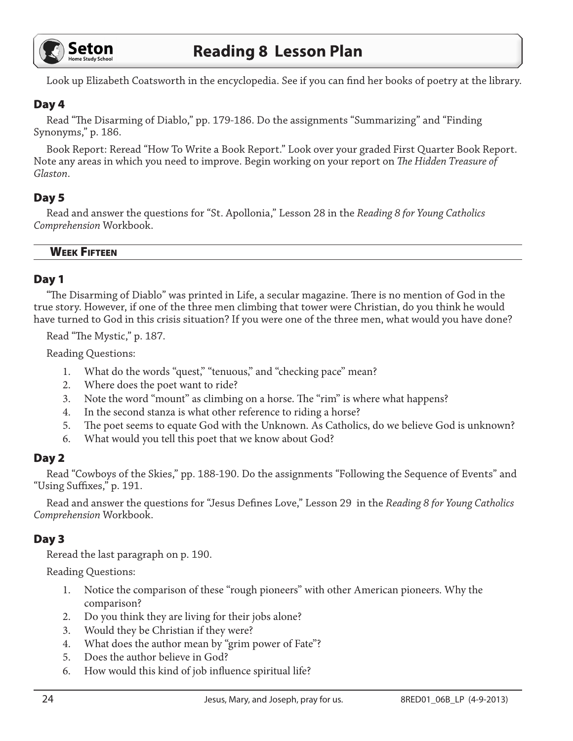Look up Elizabeth Coatsworth in the encyclopedia. See if you can find her books of poetry at the library.

### Day 4

Read "The Disarming of Diablo," pp. 179-186. Do the assignments "Summarizing" and "Finding Synonyms," p. 186.

Book Report: Reread "How To Write a Book Report." Look over your graded First Quarter Book Report. Note any areas in which you need to improve. Begin working on your report on *The Hidden Treasure of Glaston*.

### Day 5

Read and answer the questions for "St. Apollonia," Lesson 28 in the *Reading 8 for Young Catholics Comprehension* Workbook.

## Week Fifteen

### Day 1

"The Disarming of Diablo" was printed in Life, a secular magazine. There is no mention of God in the true story. However, if one of the three men climbing that tower were Christian, do you think he would have turned to God in this crisis situation? If you were one of the three men, what would you have done?

Read "The Mystic," p. 187.

Reading Questions:

1. What do the words "quest," "tenuous," and "checking pace" mean?
2. Where does the poet want to ride?
3. Note the word "mount" as climbing on a horse. The "rim" is where what happens?
4. In the second stanza is what other reference to riding a horse?
5. The poet seems to equate God with the Unknown. As Catholics, do we believe God is unknown?
6. What would you tell this poet that we know about God?

### Day 2

Read "Cowboys of the Skies," pp. 188-190. Do the assignments "Following the Sequence of Events" and "Using Suffixes," p. 191.

Read and answer the questions for "Jesus Defines Love," Lesson 29 in the *Reading 8 for Young Catholics Comprehension* Workbook.

### Day 3

Reread the last paragraph on p. 190.

Reading Questions:

1. Notice the comparison of these "rough pioneers" with other American pioneers. Why the comparison?
2. Do you think they are living for their jobs alone?
3. Would they be Christian if they were?
4. What does the author mean by "grim power of Fate"?
5. Does the author believe in God?
6. How would this kind of job influence spiritual life?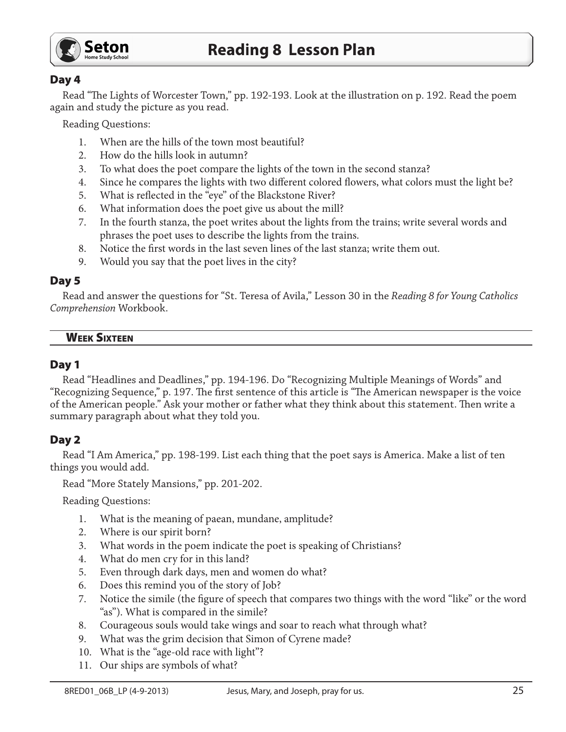### Day 4

Read "The Lights of Worcester Town," pp. 192-193. Look at the illustration on p. 192. Read the poem again and study the picture as you read.

Reading Questions:

1. When are the hills of the town most beautiful?
2. How do the hills look in autumn?
3. To what does the poet compare the lights of the town in the second stanza?
4. Since he compares the lights with two different colored flowers, what colors must the light be?
5. What is reflected in the "eye" of the Blackstone River?
6. What information does the poet give us about the mill?
7. In the fourth stanza, the poet writes about the lights from the trains; write several words and phrases the poet uses to describe the lights from the trains.
8. Notice the first words in the last seven lines of the last stanza; write them out.
9. Would you say that the poet lives in the city?

### Day 5

Read and answer the questions for "St. Teresa of Avila," Lesson 30 in the *Reading 8 for Young Catholics Comprehension* Workbook.

## Week Sixteen

### Day 1

Read "Headlines and Deadlines," pp. 194-196. Do "Recognizing Multiple Meanings of Words" and "Recognizing Sequence," p. 197. The first sentence of this article is "The American newspaper is the voice of the American people." Ask your mother or father what they think about this statement. Then write a summary paragraph about what they told you.

### Day 2

Read "I Am America," pp. 198-199. List each thing that the poet says is America. Make a list of ten things you would add.

Read "More Stately Mansions," pp. 201-202.

Reading Questions:

1. What is the meaning of paean, mundane, amplitude?
2. Where is our spirit born?
3. What words in the poem indicate the poet is speaking of Christians?
4. What do men cry for in this land?
5. Even through dark days, men and women do what?
6. Does this remind you of the story of Job?
7. Notice the simile (the figure of speech that compares two things with the word "like" or the word "as"). What is compared in the simile?
8. Courageous souls would take wings and soar to reach what through what?
9. What was the grim decision that Simon of Cyrene made?
10. What is the "age-old race with light"?
11. Our ships are symbols of what?